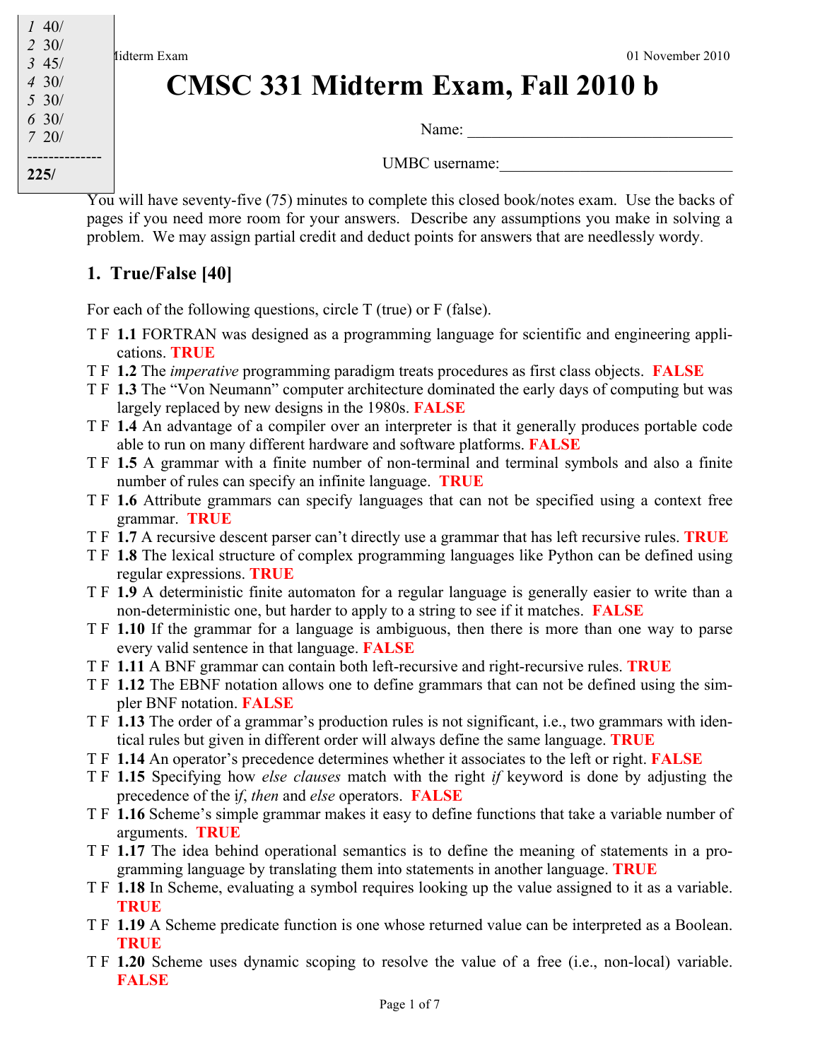| | |
|---|---|
| 1 | 40/ |
| 2 | 30/ |
| 3 | 45/ |
| 4 | 30/ |
| 5 | 30/ |
| 6 | 30/ |
| 7 | 20/ |
| **225/** | |

# CMSC 331 Midterm Exam, Fall 2010 b

Name: ________________________________

UMBC username:____________________________

You will have seventy-five (75) minutes to complete this closed book/notes exam. Use the backs of pages if you need more room for your answers. Describe any assumptions you make in solving a problem. We may assign partial credit and deduct points for answers that are needlessly wordy.

## 1. True/False [40]

For each of the following questions, circle T (true) or F (false).

T F **1.1** FORTRAN was designed as a programming language for scientific and engineering applications. **TRUE**

T F **1.2** The *imperative* programming paradigm treats procedures as first class objects. **FALSE**

T F **1.3** The "Von Neumann" computer architecture dominated the early days of computing but was largely replaced by new designs in the 1980s. **FALSE**

T F **1.4** An advantage of a compiler over an interpreter is that it generally produces portable code able to run on many different hardware and software platforms. **FALSE**

T F **1.5** A grammar with a finite number of non-terminal and terminal symbols and also a finite number of rules can specify an infinite language. **TRUE**

T F **1.6** Attribute grammars can specify languages that can not be specified using a context free grammar. **TRUE**

T F **1.7** A recursive descent parser can't directly use a grammar that has left recursive rules. **TRUE**

T F **1.8** The lexical structure of complex programming languages like Python can be defined using regular expressions. **TRUE**

T F **1.9** A deterministic finite automaton for a regular language is generally easier to write than a non-deterministic one, but harder to apply to a string to see if it matches. **FALSE**

T F **1.10** If the grammar for a language is ambiguous, then there is more than one way to parse every valid sentence in that language. **FALSE**

T F **1.11** A BNF grammar can contain both left-recursive and right-recursive rules. **TRUE**

T F **1.12** The EBNF notation allows one to define grammars that can not be defined using the simpler BNF notation. **FALSE**

T F **1.13** The order of a grammar's production rules is not significant, i.e., two grammars with identical rules but given in different order will always define the same language. **TRUE**

T F **1.14** An operator's precedence determines whether it associates to the left or right. **FALSE**

T F **1.15** Specifying how *else clauses* match with the right *if* keyword is done by adjusting the precedence of the *if*, *then* and *else* operators. **FALSE**

T F **1.16** Scheme's simple grammar makes it easy to define functions that take a variable number of arguments. **TRUE**

T F **1.17** The idea behind operational semantics is to define the meaning of statements in a programming language by translating them into statements in another language. **TRUE**

T F **1.18** In Scheme, evaluating a symbol requires looking up the value assigned to it as a variable. **TRUE**

T F **1.19** A Scheme predicate function is one whose returned value can be interpreted as a Boolean. **TRUE**

T F **1.20** Scheme uses dynamic scoping to resolve the value of a free (i.e., non-local) variable. **FALSE**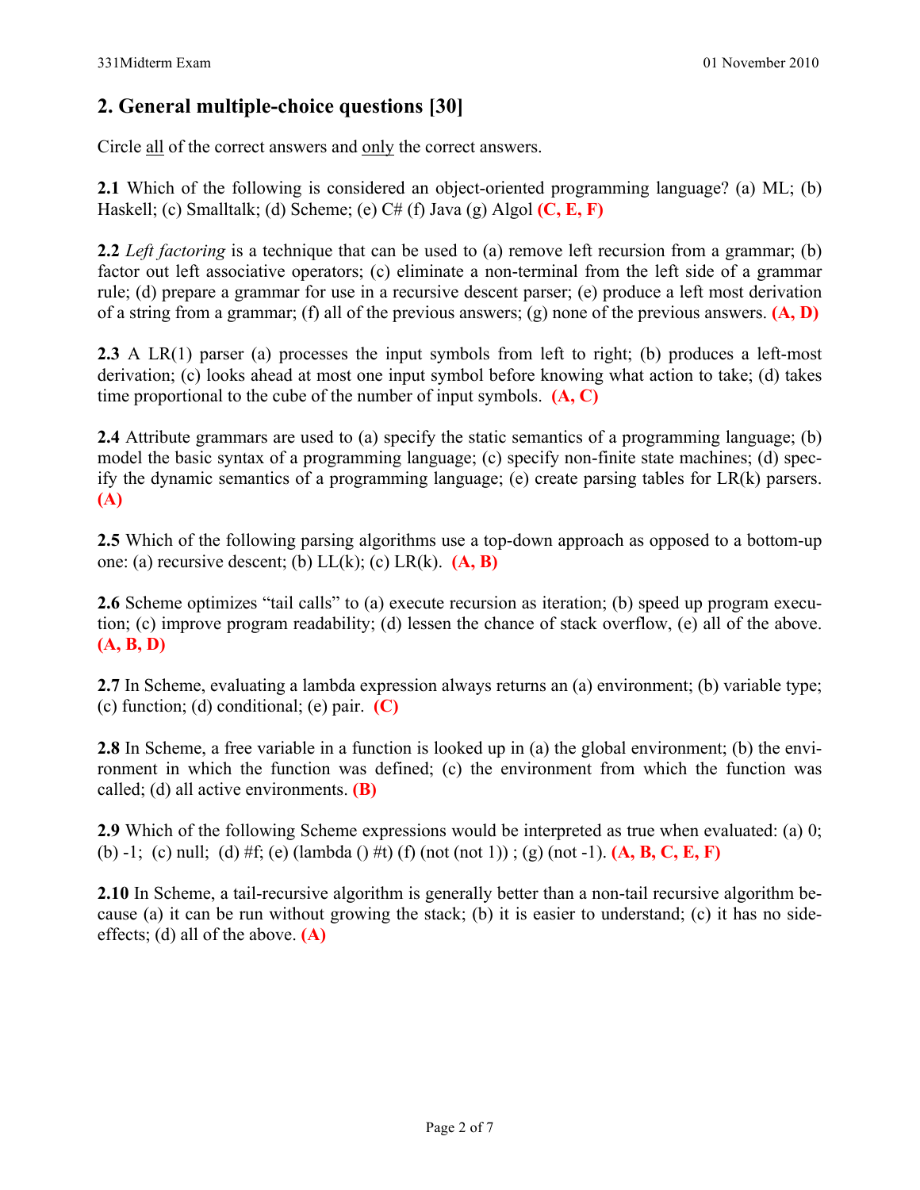## 2. General multiple-choice questions [30]

Circle all of the correct answers and only the correct answers.

**2.1** Which of the following is considered an object-oriented programming language? (a) ML; (b) Haskell; (c) Smalltalk; (d) Scheme; (e) C# (f) Java (g) Algol **(C, E, F)**

**2.2** *Left factoring* is a technique that can be used to (a) remove left recursion from a grammar; (b) factor out left associative operators; (c) eliminate a non-terminal from the left side of a grammar rule; (d) prepare a grammar for use in a recursive descent parser; (e) produce a left most derivation of a string from a grammar; (f) all of the previous answers; (g) none of the previous answers. **(A, D)**

**2.3** A LR(1) parser (a) processes the input symbols from left to right; (b) produces a left-most derivation; (c) looks ahead at most one input symbol before knowing what action to take; (d) takes time proportional to the cube of the number of input symbols. **(A, C)**

**2.4** Attribute grammars are used to (a) specify the static semantics of a programming language; (b) model the basic syntax of a programming language; (c) specify non-finite state machines; (d) specify the dynamic semantics of a programming language; (e) create parsing tables for LR(k) parsers. **(A)**

**2.5** Which of the following parsing algorithms use a top-down approach as opposed to a bottom-up one: (a) recursive descent; (b) LL(k); (c) LR(k). **(A, B)**

**2.6** Scheme optimizes "tail calls" to (a) execute recursion as iteration; (b) speed up program execution; (c) improve program readability; (d) lessen the chance of stack overflow, (e) all of the above. **(A, B, D)**

**2.7** In Scheme, evaluating a lambda expression always returns an (a) environment; (b) variable type; (c) function; (d) conditional; (e) pair. **(C)**

**2.8** In Scheme, a free variable in a function is looked up in (a) the global environment; (b) the environment in which the function was defined; (c) the environment from which the function was called; (d) all active environments. **(B)**

**2.9** Which of the following Scheme expressions would be interpreted as true when evaluated: (a) 0; (b) -1; (c) null; (d) #f; (e) (lambda () #t) (f) (not (not 1)) ; (g) (not -1). **(A, B, C, E, F)**

**2.10** In Scheme, a tail-recursive algorithm is generally better than a non-tail recursive algorithm because (a) it can be run without growing the stack; (b) it is easier to understand; (c) it has no side-effects; (d) all of the above. **(A)**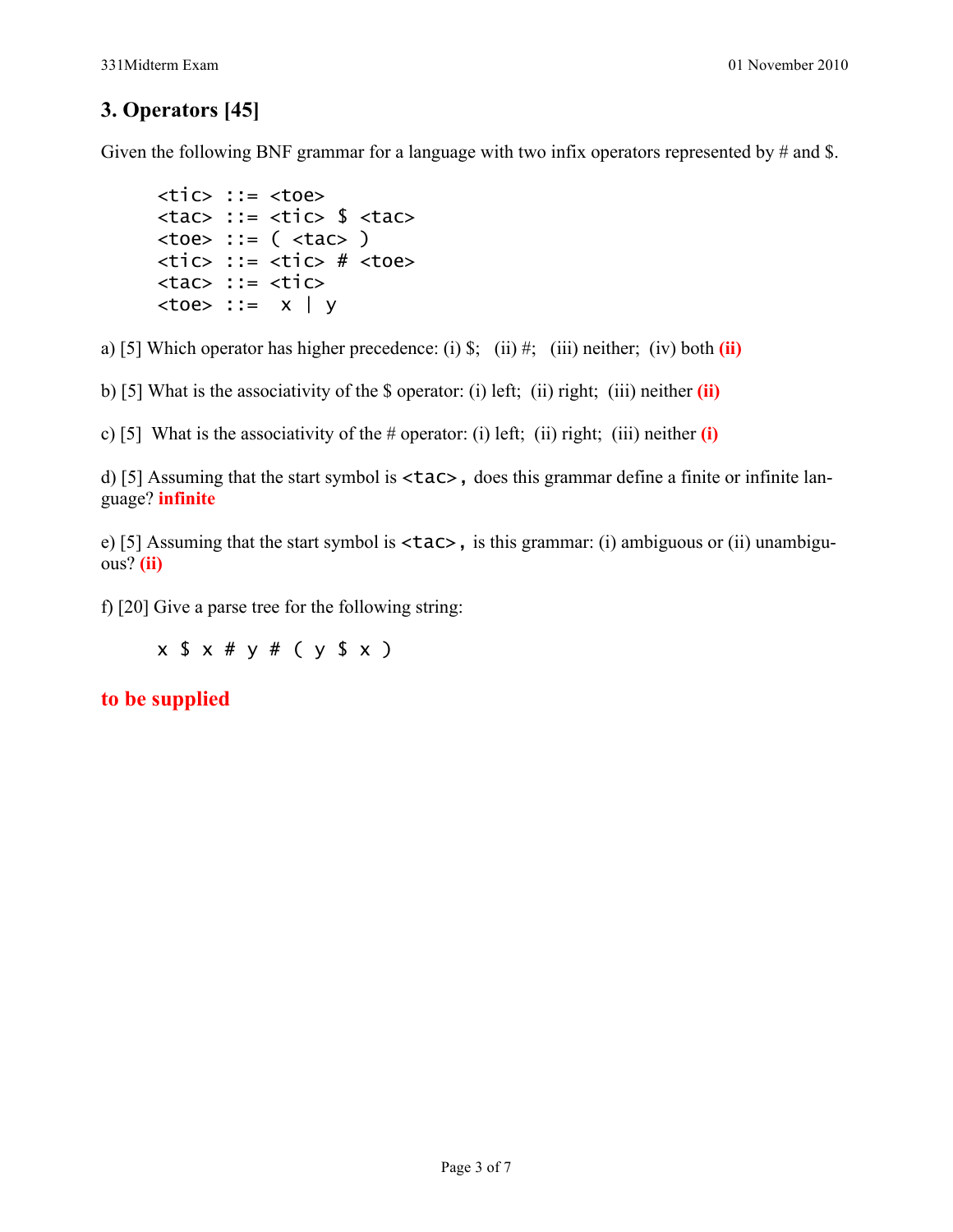## 3. Operators [45]

Given the following BNF grammar for a language with two infix operators represented by # and $.

```
<tic> ::= <toe>
<tac> ::= <tic> $ <tac>
<toe> ::= ( <tac> )
<tic> ::= <tic> # <toe>
<tac> ::= <tic>
<toe> ::=  x | y
```

a) [5] Which operator has higher precedence: (i) $; (ii) #; (iii) neither; (iv) both **(ii)**

b) [5] What is the associativity of the $ operator: (i) left; (ii) right; (iii) neither **(ii)**

c) [5] What is the associativity of the # operator: (i) left; (ii) right; (iii) neither **(i)**

d) [5] Assuming that the start symbol is `<tac>`, does this grammar define a finite or infinite language? **infinite**

e) [5] Assuming that the start symbol is `<tac>`, is this grammar: (i) ambiguous or (ii) unambiguous? **(ii)**

f) [20] Give a parse tree for the following string:

```
x $ x # y # ( y $ x )
```

**to be supplied**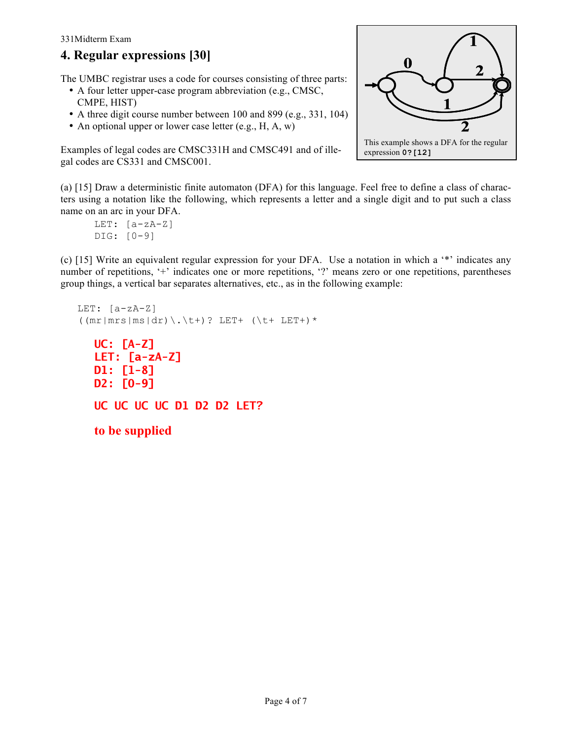## 4. Regular expressions [30]

The UMBC registrar uses a code for courses consisting of three parts:

- A four letter upper-case program abbreviation (e.g., CMSC, CMPE, HIST)
- A three digit course number between 100 and 899 (e.g., 331, 104)
- An optional upper or lower case letter (e.g., H, A, w)

Examples of legal codes are CMSC331H and CMSC491 and of illegal codes are CS331 and CMSC001.

This example shows a DFA for the regular expression `0?[12]`

(a) [15] Draw a deterministic finite automaton (DFA) for this language. Feel free to define a class of characters using a notation like the following, which represents a letter and a single digit and to put such a class name on an arc in your DFA.

```
LET: [a-zA-Z]
DIG: [0-9]
```

(c) [15] Write an equivalent regular expression for your DFA. Use a notation in which a '*' indicates any number of repetitions, '+' indicates one or more repetitions, '?' means zero or one repetitions, parentheses group things, a vertical bar separates alternatives, etc., as in the following example:

```
LET: [a-zA-Z]
((mr|mrs|ms|dr)\.\t+)? LET+ (\t+ LET+)*
```

```
UC: [A-Z]
LET: [a-zA-Z]
D1: [1-8]
D2: [0-9]

UC UC UC UC D1 D2 D2 LET?
```

**to be supplied**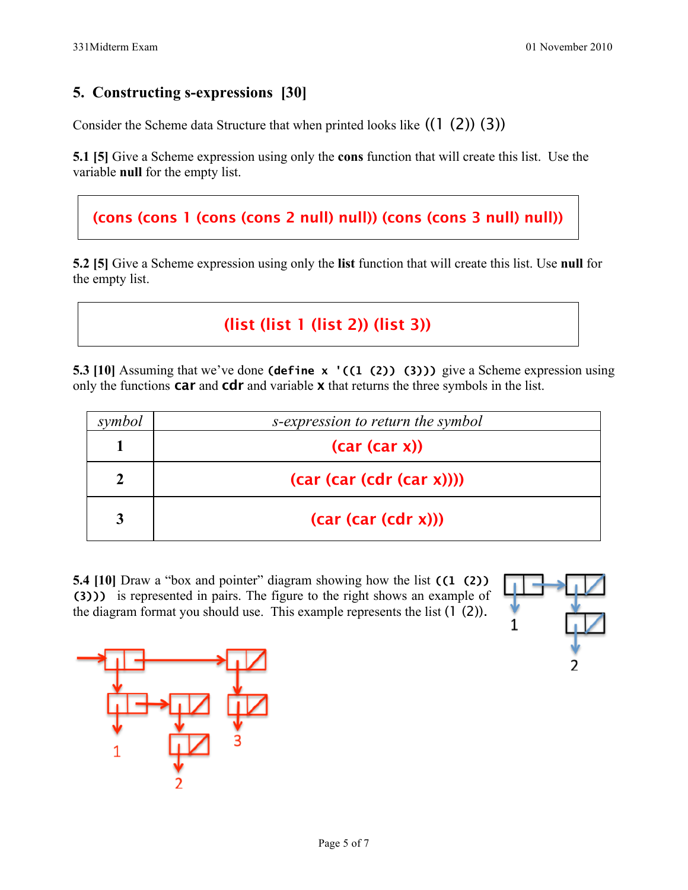## 5. Constructing s-expressions [30]

Consider the Scheme data Structure that when printed looks like ((1 (2)) (3))

**5.1 [5]** Give a Scheme expression using only the **cons** function that will create this list. Use the variable **null** for the empty list.

```
(cons (cons 1 (cons (cons 2 null) null)) (cons (cons 3 null) null))
```

**5.2 [5]** Give a Scheme expression using only the **list** function that will create this list. Use **null** for the empty list.

```
(list (list 1 (list 2)) (list 3))
```

**5.3 [10]** Assuming that we've done `(define x '((1 (2)) (3)))` give a Scheme expression using only the functions `car` and `cdr` and variable `x` that returns the three symbols in the list.

| *symbol* | *s-expression to return the symbol* |
|---|---|
| **1** | (car (car x)) |
| **2** | (car (car (cdr (car x)))) |
| **3** | (car (car (cdr x))) |

**5.4 [10]** Draw a "box and pointer" diagram showing how the list `((1 (2)) (3))` is represented in pairs. The figure to the right shows an example of the diagram format you should use. This example represents the list (1 (2)).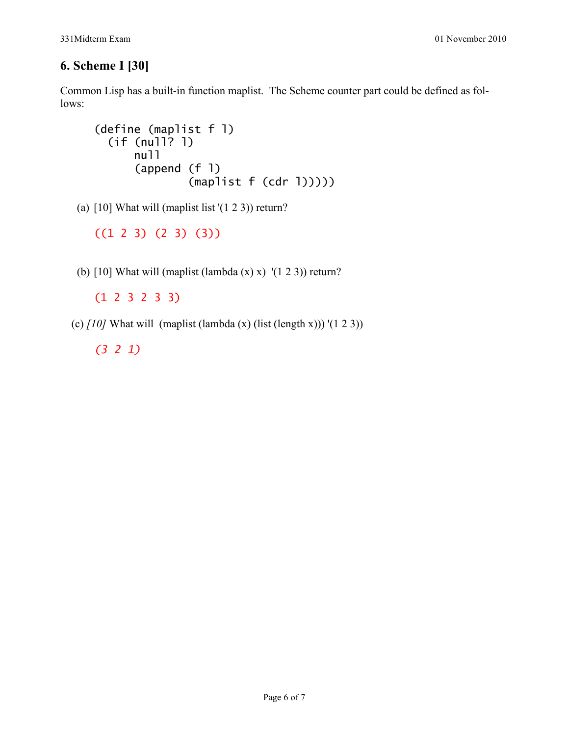## 6. Scheme I [30]

Common Lisp has a built-in function maplist. The Scheme counter part could be defined as follows:

```
(define (maplist f l)
  (if (null? l)
      null
      (append (f l)
              (maplist f (cdr l)))))
```

(a) [10] What will (maplist list '(1 2 3)) return?

```
((1 2 3) (2 3) (3))
```

(b) [10] What will (maplist (lambda (x) x) '(1 2 3)) return?

```
(1 2 3 2 3 3)
```

(c) *[10]* What will (maplist (lambda (x) (list (length x))) '(1 2 3))

```
(3 2 1)
```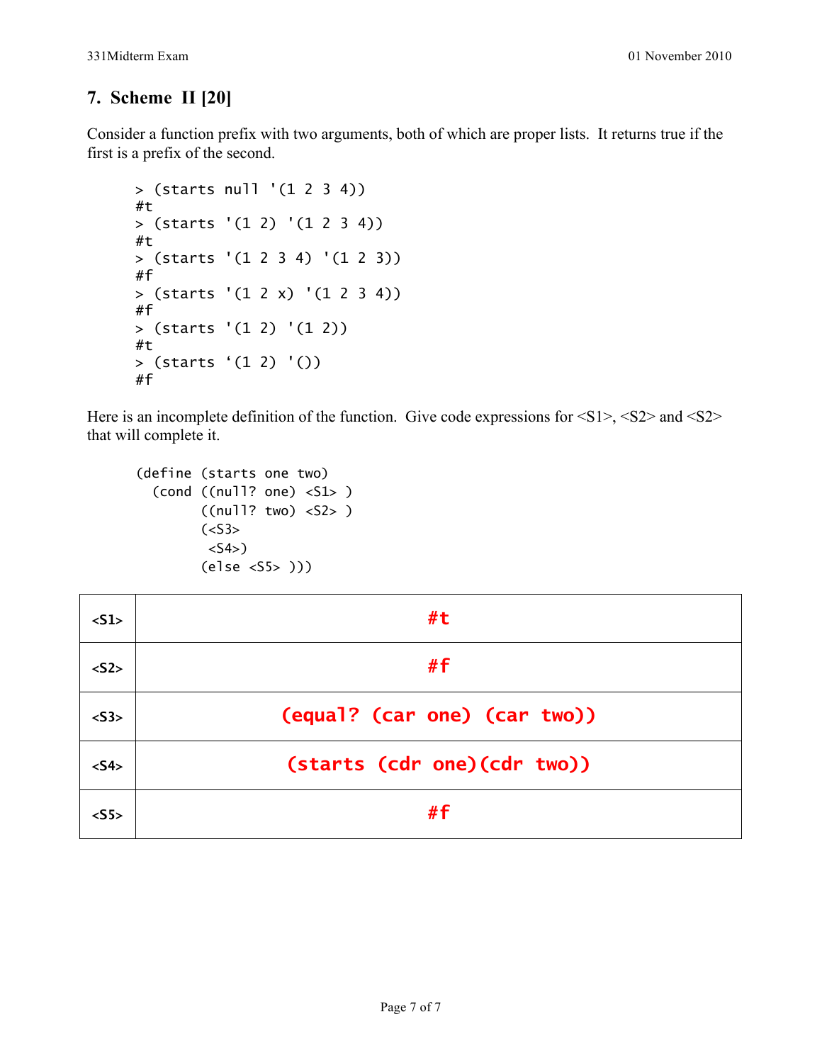## 7. Scheme II [20]

Consider a function prefix with two arguments, both of which are proper lists. It returns true if the first is a prefix of the second.

```
> (starts null '(1 2 3 4))
#t
> (starts '(1 2) '(1 2 3 4))
#t
> (starts '(1 2 3 4) '(1 2 3))
#f
> (starts '(1 2 x) '(1 2 3 4))
#f
> (starts '(1 2) '(1 2))
#t
> (starts '(1 2) '())
#f
```

Here is an incomplete definition of the function. Give code expressions for <S1>, <S2> and <S2> that will complete it.

```
(define (starts one two)
  (cond ((null? one) <S1> )
        ((null? two) <S2> )
        (<S3>
         <S4>)
        (else <S5> )))
```

| | |
|---|---|
| <S1> | `#t` |
| <S2> | `#f` |
| <S3> | `(equal? (car one) (car two))` |
| <S4> | `(starts (cdr one)(cdr two))` |
| <S5> | `#f` |